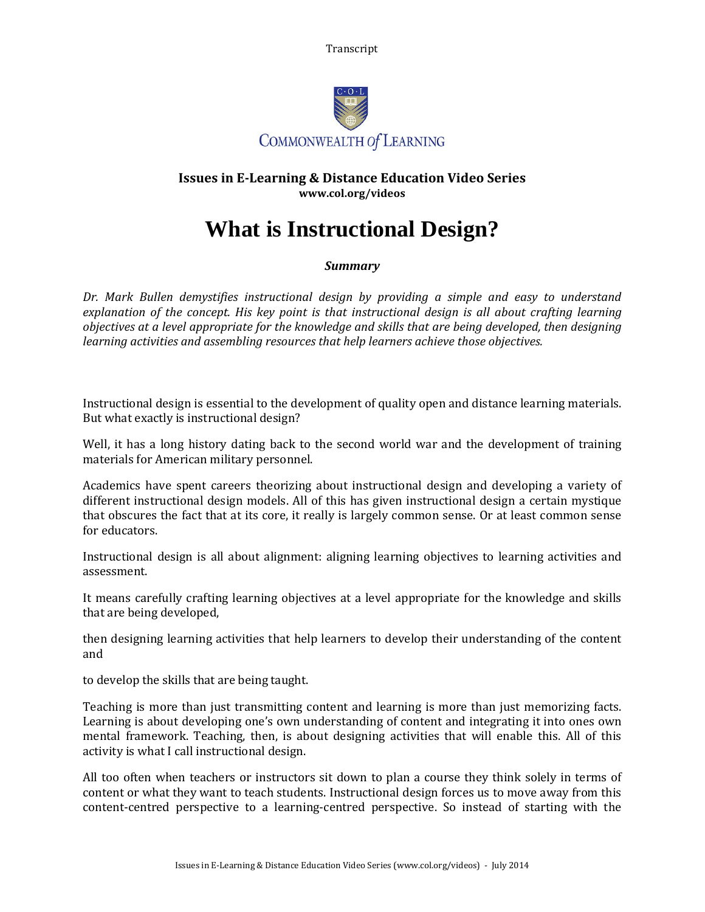Transcript

COMMONWEALTH *of* LEARNING

**Issues in E-Learning & Distance Education Video Series**
**www.col.org/videos**

# What is Instructional Design?

***Summary***

*Dr. Mark Bullen demystifies instructional design by providing a simple and easy to understand explanation of the concept. His key point is that instructional design is all about crafting learning objectives at a level appropriate for the knowledge and skills that are being developed, then designing learning activities and assembling resources that help learners achieve those objectives.*

Instructional design is essential to the development of quality open and distance learning materials. But what exactly is instructional design?

Well, it has a long history dating back to the second world war and the development of training materials for American military personnel.

Academics have spent careers theorizing about instructional design and developing a variety of different instructional design models. All of this has given instructional design a certain mystique that obscures the fact that at its core, it really is largely common sense. Or at least common sense for educators.

Instructional design is all about alignment: aligning learning objectives to learning activities and assessment.

It means carefully crafting learning objectives at a level appropriate for the knowledge and skills that are being developed,

then designing learning activities that help learners to develop their understanding of the content and

to develop the skills that are being taught.

Teaching is more than just transmitting content and learning is more than just memorizing facts. Learning is about developing one's own understanding of content and integrating it into ones own mental framework. Teaching, then, is about designing activities that will enable this. All of this activity is what I call instructional design.

All too often when teachers or instructors sit down to plan a course they think solely in terms of content or what they want to teach students. Instructional design forces us to move away from this content-centred perspective to a learning-centred perspective. So instead of starting with the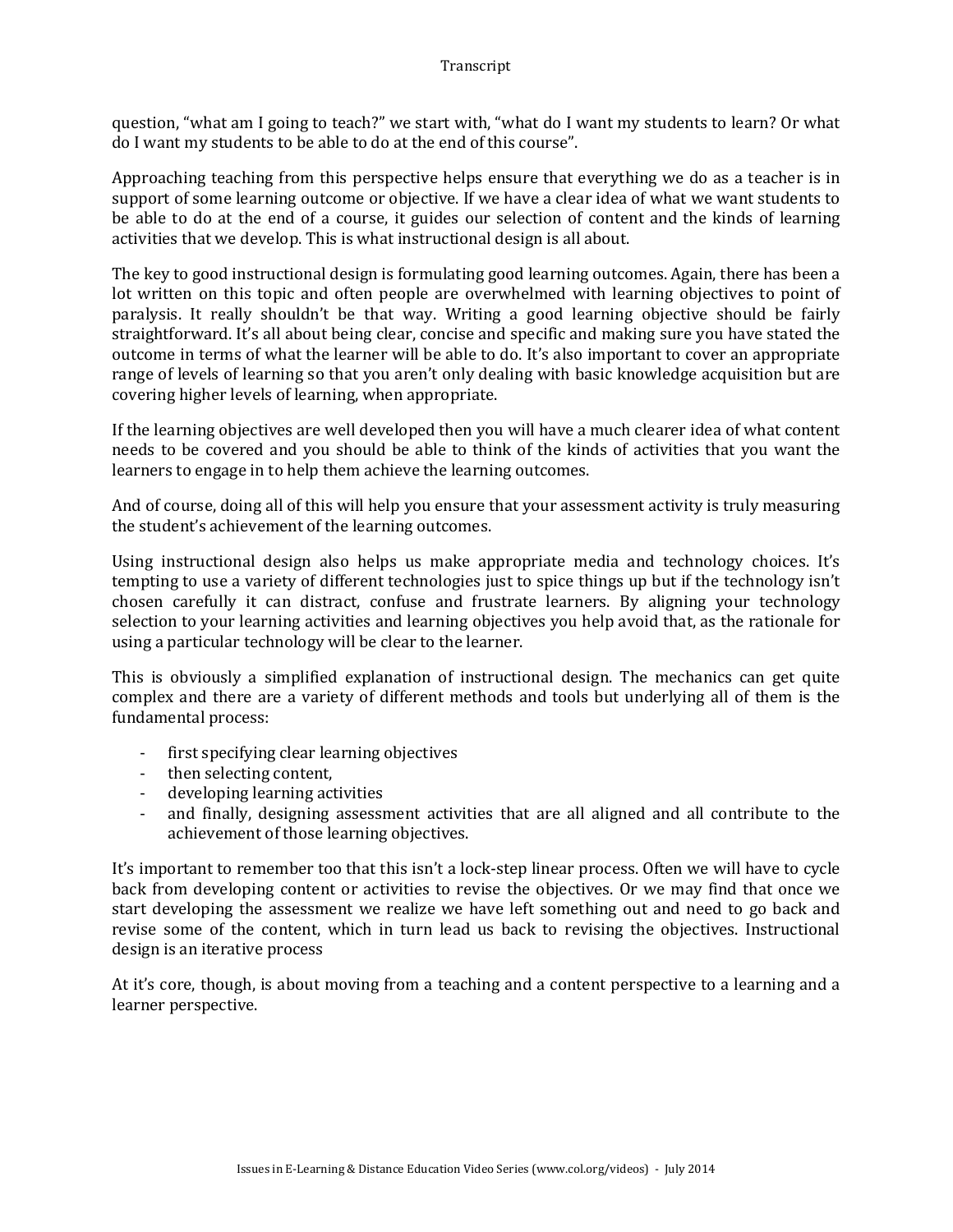question, “what am I going to teach?” we start with, “what do I want my students to learn? Or what do I want my students to be able to do at the end of this course”.

Approaching teaching from this perspective helps ensure that everything we do as a teacher is in support of some learning outcome or objective. If we have a clear idea of what we want students to be able to do at the end of a course, it guides our selection of content and the kinds of learning activities that we develop. This is what instructional design is all about.

The key to good instructional design is formulating good learning outcomes. Again, there has been a lot written on this topic and often people are overwhelmed with learning objectives to point of paralysis. It really shouldn’t be that way. Writing a good learning objective should be fairly straightforward. It’s all about being clear, concise and specific and making sure you have stated the outcome in terms of what the learner will be able to do. It’s also important to cover an appropriate range of levels of learning so that you aren’t only dealing with basic knowledge acquisition but are covering higher levels of learning, when appropriate.

If the learning objectives are well developed then you will have a much clearer idea of what content needs to be covered and you should be able to think of the kinds of activities that you want the learners to engage in to help them achieve the learning outcomes.

And of course, doing all of this will help you ensure that your assessment activity is truly measuring the student’s achievement of the learning outcomes.

Using instructional design also helps us make appropriate media and technology choices. It’s tempting to use a variety of different technologies just to spice things up but if the technology isn’t chosen carefully it can distract, confuse and frustrate learners. By aligning your technology selection to your learning activities and learning objectives you help avoid that, as the rationale for using a particular technology will be clear to the learner.

This is obviously a simplified explanation of instructional design. The mechanics can get quite complex and there are a variety of different methods and tools but underlying all of them is the fundamental process:

- first specifying clear learning objectives
- then selecting content,
- developing learning activities
- and finally, designing assessment activities that are all aligned and all contribute to the achievement of those learning objectives.

It’s important to remember too that this isn’t a lock-step linear process. Often we will have to cycle back from developing content or activities to revise the objectives. Or we may find that once we start developing the assessment we realize we have left something out and need to go back and revise some of the content, which in turn lead us back to revising the objectives. Instructional design is an iterative process

At it’s core, though, is about moving from a teaching and a content perspective to a learning and a learner perspective.